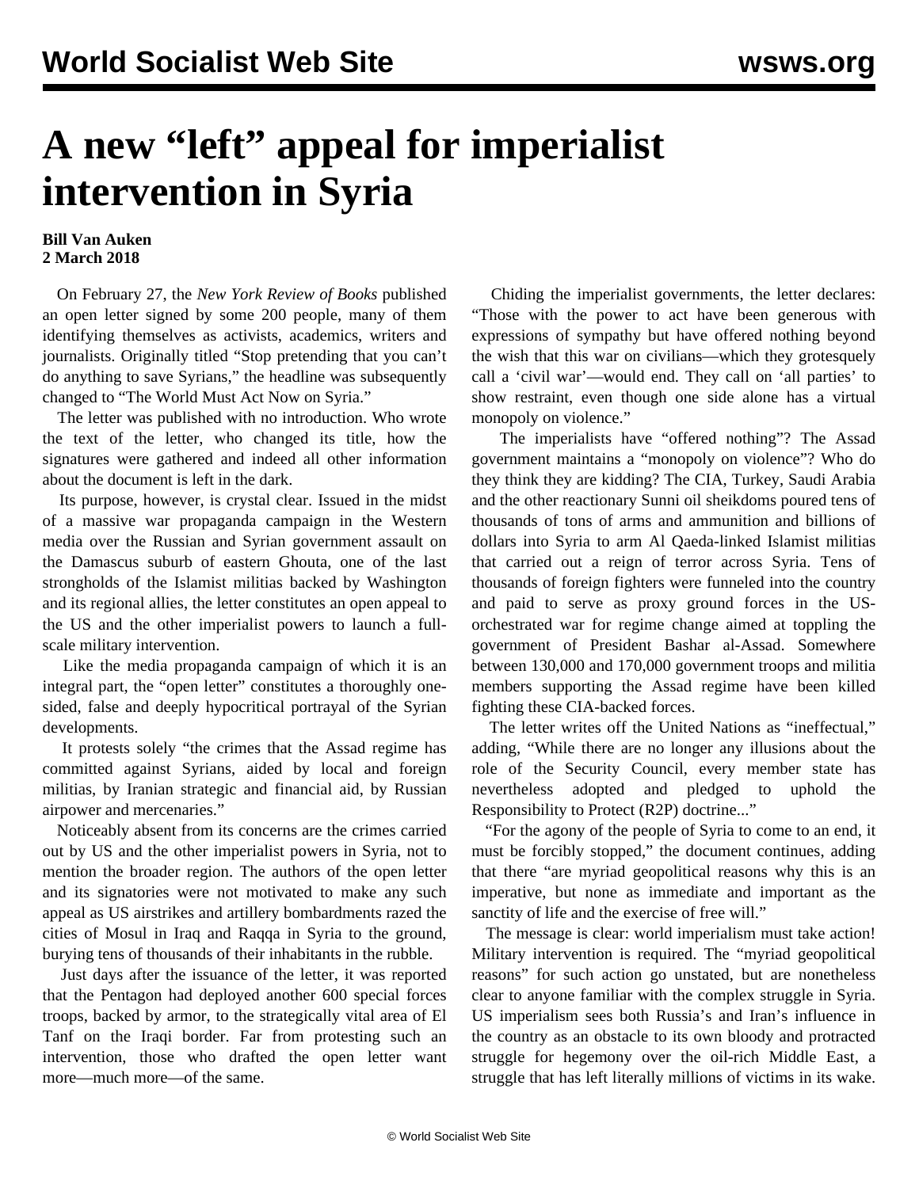# A new "left" appeal for imperialist intervention in Syria

**Bill Van Auken**
**2 March 2018**

On February 27, the *New York Review of Books* published an open letter signed by some 200 people, many of them identifying themselves as activists, academics, writers and journalists. Originally titled "Stop pretending that you can't do anything to save Syrians," the headline was subsequently changed to "The World Must Act Now on Syria."

The letter was published with no introduction. Who wrote the text of the letter, who changed its title, how the signatures were gathered and indeed all other information about the document is left in the dark.

Its purpose, however, is crystal clear. Issued in the midst of a massive war propaganda campaign in the Western media over the Russian and Syrian government assault on the Damascus suburb of eastern Ghouta, one of the last strongholds of the Islamist militias backed by Washington and its regional allies, the letter constitutes an open appeal to the US and the other imperialist powers to launch a full-scale military intervention.

Like the media propaganda campaign of which it is an integral part, the "open letter" constitutes a thoroughly one-sided, false and deeply hypocritical portrayal of the Syrian developments.

It protests solely "the crimes that the Assad regime has committed against Syrians, aided by local and foreign militias, by Iranian strategic and financial aid, by Russian airpower and mercenaries."

Noticeably absent from its concerns are the crimes carried out by US and the other imperialist powers in Syria, not to mention the broader region. The authors of the open letter and its signatories were not motivated to make any such appeal as US airstrikes and artillery bombardments razed the cities of Mosul in Iraq and Raqqa in Syria to the ground, burying tens of thousands of their inhabitants in the rubble.

Just days after the issuance of the letter, it was reported that the Pentagon had deployed another 600 special forces troops, backed by armor, to the strategically vital area of El Tanf on the Iraqi border. Far from protesting such an intervention, those who drafted the open letter want more—much more—of the same.

Chiding the imperialist governments, the letter declares: "Those with the power to act have been generous with expressions of sympathy but have offered nothing beyond the wish that this war on civilians—which they grotesquely call a 'civil war'—would end. They call on 'all parties' to show restraint, even though one side alone has a virtual monopoly on violence."

The imperialists have "offered nothing"? The Assad government maintains a "monopoly on violence"? Who do they think they are kidding? The CIA, Turkey, Saudi Arabia and the other reactionary Sunni oil sheikdoms poured tens of thousands of tons of arms and ammunition and billions of dollars into Syria to arm Al Qaeda-linked Islamist militias that carried out a reign of terror across Syria. Tens of thousands of foreign fighters were funneled into the country and paid to serve as proxy ground forces in the US-orchestrated war for regime change aimed at toppling the government of President Bashar al-Assad. Somewhere between 130,000 and 170,000 government troops and militia members supporting the Assad regime have been killed fighting these CIA-backed forces.

The letter writes off the United Nations as "ineffectual," adding, "While there are no longer any illusions about the role of the Security Council, every member state has nevertheless adopted and pledged to uphold the Responsibility to Protect (R2P) doctrine..."

"For the agony of the people of Syria to come to an end, it must be forcibly stopped," the document continues, adding that there "are myriad geopolitical reasons why this is an imperative, but none as immediate and important as the sanctity of life and the exercise of free will."

The message is clear: world imperialism must take action! Military intervention is required. The "myriad geopolitical reasons" for such action go unstated, but are nonetheless clear to anyone familiar with the complex struggle in Syria. US imperialism sees both Russia's and Iran's influence in the country as an obstacle to its own bloody and protracted struggle for hegemony over the oil-rich Middle East, a struggle that has left literally millions of victims in its wake.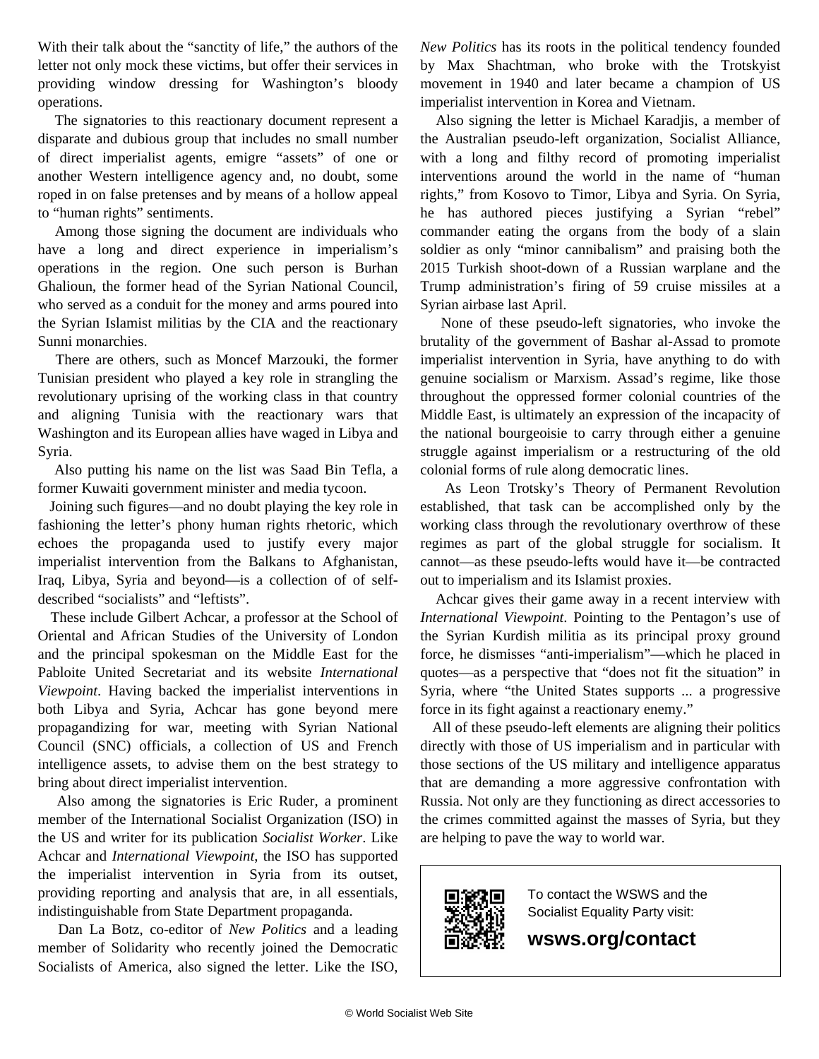With their talk about the "sanctity of life," the authors of the letter not only mock these victims, but offer their services in providing window dressing for Washington's bloody operations.

The signatories to this reactionary document represent a disparate and dubious group that includes no small number of direct imperialist agents, emigre "assets" of one or another Western intelligence agency and, no doubt, some roped in on false pretenses and by means of a hollow appeal to "human rights" sentiments.

Among those signing the document are individuals who have a long and direct experience in imperialism's operations in the region. One such person is Burhan Ghalioun, the former head of the Syrian National Council, who served as a conduit for the money and arms poured into the Syrian Islamist militias by the CIA and the reactionary Sunni monarchies.

There are others, such as Moncef Marzouki, the former Tunisian president who played a key role in strangling the revolutionary uprising of the working class in that country and aligning Tunisia with the reactionary wars that Washington and its European allies have waged in Libya and Syria.

Also putting his name on the list was Saad Bin Tefla, a former Kuwaiti government minister and media tycoon.

Joining such figures—and no doubt playing the key role in fashioning the letter's phony human rights rhetoric, which echoes the propaganda used to justify every major imperialist intervention from the Balkans to Afghanistan, Iraq, Libya, Syria and beyond—is a collection of of self-described "socialists" and "leftists".

These include Gilbert Achcar, a professor at the School of Oriental and African Studies of the University of London and the principal spokesman on the Middle East for the Pabloite United Secretariat and its website *International Viewpoint*. Having backed the imperialist interventions in both Libya and Syria, Achcar has gone beyond mere propagandizing for war, meeting with Syrian National Council (SNC) officials, a collection of US and French intelligence assets, to advise them on the best strategy to bring about direct imperialist intervention.

Also among the signatories is Eric Ruder, a prominent member of the International Socialist Organization (ISO) in the US and writer for its publication *Socialist Worker*. Like Achcar and *International Viewpoint*, the ISO has supported the imperialist intervention in Syria from its outset, providing reporting and analysis that are, in all essentials, indistinguishable from State Department propaganda.

Dan La Botz, co-editor of *New Politics* and a leading member of Solidarity who recently joined the Democratic Socialists of America, also signed the letter. Like the ISO, *New Politics* has its roots in the political tendency founded by Max Shachtman, who broke with the Trotskyist movement in 1940 and later became a champion of US imperialist intervention in Korea and Vietnam.

Also signing the letter is Michael Karadjis, a member of the Australian pseudo-left organization, Socialist Alliance, with a long and filthy record of promoting imperialist interventions around the world in the name of "human rights," from Kosovo to Timor, Libya and Syria. On Syria, he has authored pieces justifying a Syrian "rebel" commander eating the organs from the body of a slain soldier as only "minor cannibalism" and praising both the 2015 Turkish shoot-down of a Russian warplane and the Trump administration's firing of 59 cruise missiles at a Syrian airbase last April.

None of these pseudo-left signatories, who invoke the brutality of the government of Bashar al-Assad to promote imperialist intervention in Syria, have anything to do with genuine socialism or Marxism. Assad's regime, like those throughout the oppressed former colonial countries of the Middle East, is ultimately an expression of the incapacity of the national bourgeoisie to carry through either a genuine struggle against imperialism or a restructuring of the old colonial forms of rule along democratic lines.

As Leon Trotsky's Theory of Permanent Revolution established, that task can be accomplished only by the working class through the revolutionary overthrow of these regimes as part of the global struggle for socialism. It cannot—as these pseudo-lefts would have it—be contracted out to imperialism and its Islamist proxies.

Achcar gives their game away in a recent interview with *International Viewpoint*. Pointing to the Pentagon's use of the Syrian Kurdish militia as its principal proxy ground force, he dismisses "anti-imperialism"—which he placed in quotes—as a perspective that "does not fit the situation" in Syria, where "the United States supports ... a progressive force in its fight against a reactionary enemy."

All of these pseudo-left elements are aligning their politics directly with those of US imperialism and in particular with those sections of the US military and intelligence apparatus that are demanding a more aggressive confrontation with Russia. Not only are they functioning as direct accessories to the crimes committed against the masses of Syria, but they are helping to pave the way to world war.

To contact the WSWS and the Socialist Equality Party visit:

**wsws.org/contact**